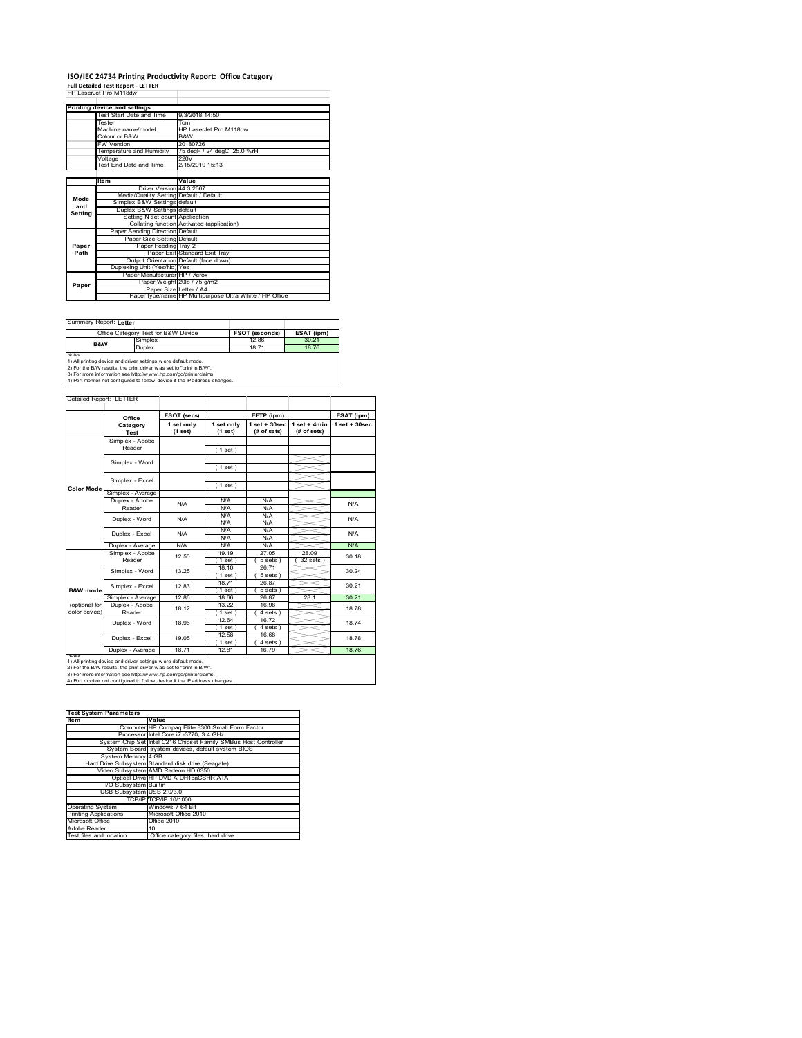# ISO/IEC 24734 Printing Productivity Report: Office Category

**Full Detailed Test Report - LETTER**

HP LaserJet Pro M118dw

| Printing device and settings | |
|---|---|
| Test Start Date and Time | 9/3/2018 14:50 |
| Tester | Tom |
| Machine name/model | HP LaserJet Pro M118dw |
| Colour or B&W | B&W |
| FW Version | 20180726 |
| Temperature and Humidity | 75 degF / 24 degC 25.0 %rH |
| Voltage | 220V |
| Test End Date and Time | 2/15/2019 15:13 |

| | Item | Value |
|---|---|---|
| Mode and Setting | Driver Version | 44.3.2667 |
| | Media/Quality Setting | Default / Default |
| | Simplex B&W Settings | default |
| | Duplex B&W Settings | default |
| | Setting N set count | Application |
| | Collating function | Activated (application) |
| Paper Path | Paper Sending Direction | Default |
| | Paper Size Setting | Default |
| | Paper Feeding | Tray 2 |
| | Paper Exit | Standard Exit Tray |
| | Output Orientation | Default (face down) |
| | Duplexing Unit (Yes/No) | Yes |
| Paper | Paper Manufacturer | HP / Xerox |
| | Paper Weight | 20lb / 75 g/m2 |
| | Paper Size | Letter / A4 |
| | Paper type/name | HP Multipurpose Ultra White / HP Office |

Summary Report: **Letter**

| Office Category Test for B&W Device | | FSOT (seconds) | ESAT (ipm) |
|---|---|---|---|
| B&W | Simplex | 12.86 | 30.21 |
| | Duplex | 18.71 | 18.76 |

Notes
1) All printing device and driver settings were default mode.
2) For the B/W results, the print driver was set to "print in B/W".
3) For more information see http://www.hp.com/go/printerclaims.
4) Port monitor not configured to follow device if the IP address changes.

Detailed Report: LETTER

| | Office Category Test | FSOT (secs) 1 set only (1 set) | EFTP (ipm) 1 set only (1 set) | EFTP (ipm) 1 set + 30sec (# of sets) | EFTP (ipm) 1 set + 4min (# of sets) | ESAT (ipm) 1 set + 30sec |
|---|---|---|---|---|---|---|
| Color Mode | Simplex - Adobe Reader | | (1 set) | | | |
| | Simplex - Word | | (1 set) | | | |
| | Simplex - Excel | | (1 set) | | | |
| | Simplex - Average | | | | | |
| | Duplex - Adobe Reader | N/A | N/A N/A | N/A N/A | | N/A |
| | Duplex - Word | N/A | N/A N/A | N/A N/A | | N/A |
| | Duplex - Excel | N/A | N/A N/A | N/A N/A | | N/A |
| | Duplex - Average | N/A | N/A | N/A | | N/A |
| B&W mode (optional for color device) | Simplex - Adobe Reader | 12.50 | 19.19 (1 set) | 27.05 (5 sets) | 28.09 (32 sets) | 30.18 |
| | Simplex - Word | 13.25 | 18.10 (1 set) | 26.71 (5 sets) | | 30.24 |
| | Simplex - Excel | 12.83 | 18.71 (1 set) | 26.87 (5 sets) | | 30.21 |
| | Simplex - Average | 12.86 | 18.66 | 26.87 | 28.1 | 30.21 |
| | Duplex - Adobe Reader | 18.12 | 13.22 (1 set) | 16.98 (4 sets) | | 18.78 |
| | Duplex - Word | 18.96 | 12.64 (1 set) | 16.72 (4 sets) | | 18.74 |
| | Duplex - Excel | 19.05 | 12.58 (1 set) | 16.68 (4 sets) | | 18.78 |
| | Duplex - Average | 18.71 | 12.81 | 16.79 | | 18.76 |

Notes
1) All printing device and driver settings were default mode.
2) For the B/W results, the print driver was set to "print in B/W".
3) For more information see http://www.hp.com/go/printerclaims.
4) Port monitor not configured to follow device if the IP address changes.

| Test System Parameters | |
|---|---|
| **Item** | **Value** |
| Computer | HP Compaq Elite 8300 Small Form Factor |
| Processor | Intel Core i7 -3770, 3.4 GHz |
| System Chip Set | Intel C216 Chipset Family SMBus Host Controller |
| System Board | system devices, default system BIOS |
| System Memory | 4 GB |
| Hard Drive Subsystem | Standard disk drive (Seagate) |
| Video Subsystem | AMD Radeon HD 6350 |
| Optical Drive | HP DVD A DH16aCSHR ATA |
| I/O Subsystem | Builtin |
| USB Subsystem | USB 2.0/3.0 |
| TCP/IP | TCP/IP 10/1000 |
| Operating System | Windows 7 64 Bit |
| Printing Applications | Microsoft Office 2010 |
| Microsoft Office | Office 2010 |
| Adobe Reader | 10 |
| Test files and location | Office category files, hard drive |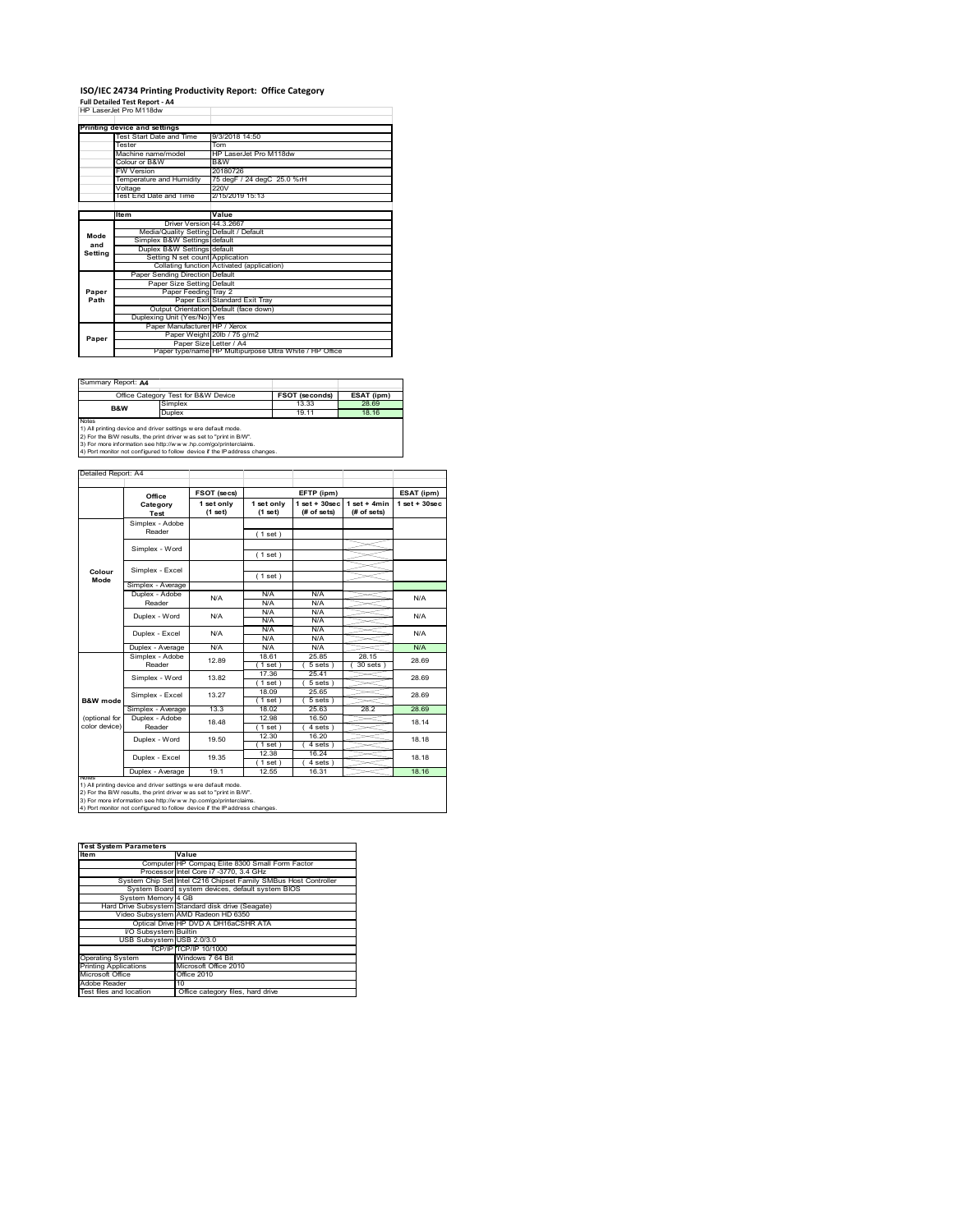# ISO/IEC 24734 Printing Productivity Report: Office Category

**Full Detailed Test Report - A4**

HP LaserJet Pro M118dw

| Printing device and settings | |
|---|---|
| Test Start Date and Time | 9/3/2018 14:50 |
| Tester | Tom |
| Machine name/model | HP LaserJet Pro M118dw |
| Colour or B&W | B&W |
| FW Version | 20180726 |
| Temperature and Humidity | 75 degF / 24 degC 25.0 %rH |
| Voltage | 220V |
| Test End Date and Time | 2/15/2019 15:13 |

| | Item | Value |
|---|---|---|
| Mode and Setting | Driver Version | 44.3.2667 |
| | Media/Quality Setting | Default / Default |
| | Simplex B&W Settings | default |
| | Duplex B&W Settings | default |
| | Setting N set count | Application |
| | Collating function | Activated (application) |
| Paper Path | Paper Sending Direction | Default |
| | Paper Size Setting | Default |
| | Paper Feeding | Tray 2 |
| | Paper Exit | Standard Exit Tray |
| | Output Orientation | Default (face down) |
| | Duplexing Unit (Yes/No) | Yes |
| Paper | Paper Manufacturer | HP / Xerox |
| | Paper Weight | 20lb / 75 g/m2 |
| | Paper Size | Letter / A4 |
| | Paper type/name | HP Multipurpose Ultra White / HP Office |

Summary Report: **A4**

| Office Category Test for B&W Device | | FSOT (seconds) | ESAT (ipm) |
|---|---|---|---|
| B&W | Simplex | 13.33 | 28.69 |
| | Duplex | 19.11 | 18.16 |

Notes
1) All printing device and driver settings were default mode.
2) For the B/W results, the print driver was set to "print in B/W".
3) For more information see http://www.hp.com/go/printerclaims.
4) Port monitor not configured to follow device if the IP address changes.

Detailed Report: A4

| | Office Category Test | FSOT (secs) 1 set only (1 set) | EFTP (ipm) 1 set only (1 set) | EFTP (ipm) 1 set + 30sec (# of sets) | EFTP (ipm) 1 set + 4min (# of sets) | ESAT (ipm) 1 set + 30sec |
|---|---|---|---|---|---|---|
| Colour Mode | Simplex - Adobe Reader | | (1 set) | | | |
| | Simplex - Word | | (1 set) | | | |
| | Simplex - Excel | | (1 set) | | | |
| | Simplex - Average | | | | | |
| | Duplex - Adobe Reader | N/A | N/A N/A | N/A N/A | | N/A |
| | Duplex - Word | N/A | N/A N/A | N/A N/A | | N/A |
| | Duplex - Excel | N/A | N/A N/A | N/A N/A | | N/A |
| | Duplex - Average | N/A | N/A | N/A | | N/A |
| B&W mode (optional for color device) | Simplex - Adobe Reader | 12.89 | 18.61 (1 set) | 25.85 (5 sets) | 28.15 (30 sets) | 28.69 |
| | Simplex - Word | 13.82 | 17.36 (1 set) | 25.41 (5 sets) | | 28.69 |
| | Simplex - Excel | 13.27 | 18.09 (1 set) | 25.65 (5 sets) | | 28.69 |
| | Simplex - Average | 13.3 | 18.02 | 25.63 | 28.2 | 28.69 |
| | Duplex - Adobe Reader | 18.48 | 12.98 (1 set) | 16.50 (4 sets) | | 18.14 |
| | Duplex - Word | 19.50 | 12.30 (1 set) | 16.20 (4 sets) | | 18.18 |
| | Duplex - Excel | 19.35 | 12.38 (1 set) | 16.24 (4 sets) | | 18.18 |
| | Duplex - Average | 19.1 | 12.55 | 16.31 | | 18.16 |

Notes
1) All printing device and driver settings were default mode.
2) For the B/W results, the print driver was set to "print in B/W".
3) For more information see http://www.hp.com/go/printerclaims.
4) Port monitor not configured to follow device if the IP address changes.

| Test System Parameters | |
|---|---|
| **Item** | **Value** |
| Computer | HP Compaq Elite 8300 Small Form Factor |
| Processor | Intel Core i7 -3770, 3.4 GHz |
| System Chip Set | Intel C216 Chipset Family SMBus Host Controller |
| System Board | system devices, default system BIOS |
| System Memory | 4 GB |
| Hard Drive Subsystem | Standard disk drive (Seagate) |
| Video Subsystem | AMD Radeon HD 6350 |
| Optical Drive | HP DVD A DH16aCSHR ATA |
| I/O Subsystem | Builtin |
| USB Subsystem | USB 2.0/3.0 |
| TCP/IP | TCP/IP 10/1000 |
| Operating System | Windows 7 64 Bit |
| Printing Applications | Microsoft Office 2010 |
| Microsoft Office | Office 2010 |
| Adobe Reader | 10 |
| Test files and location | Office category files, hard drive |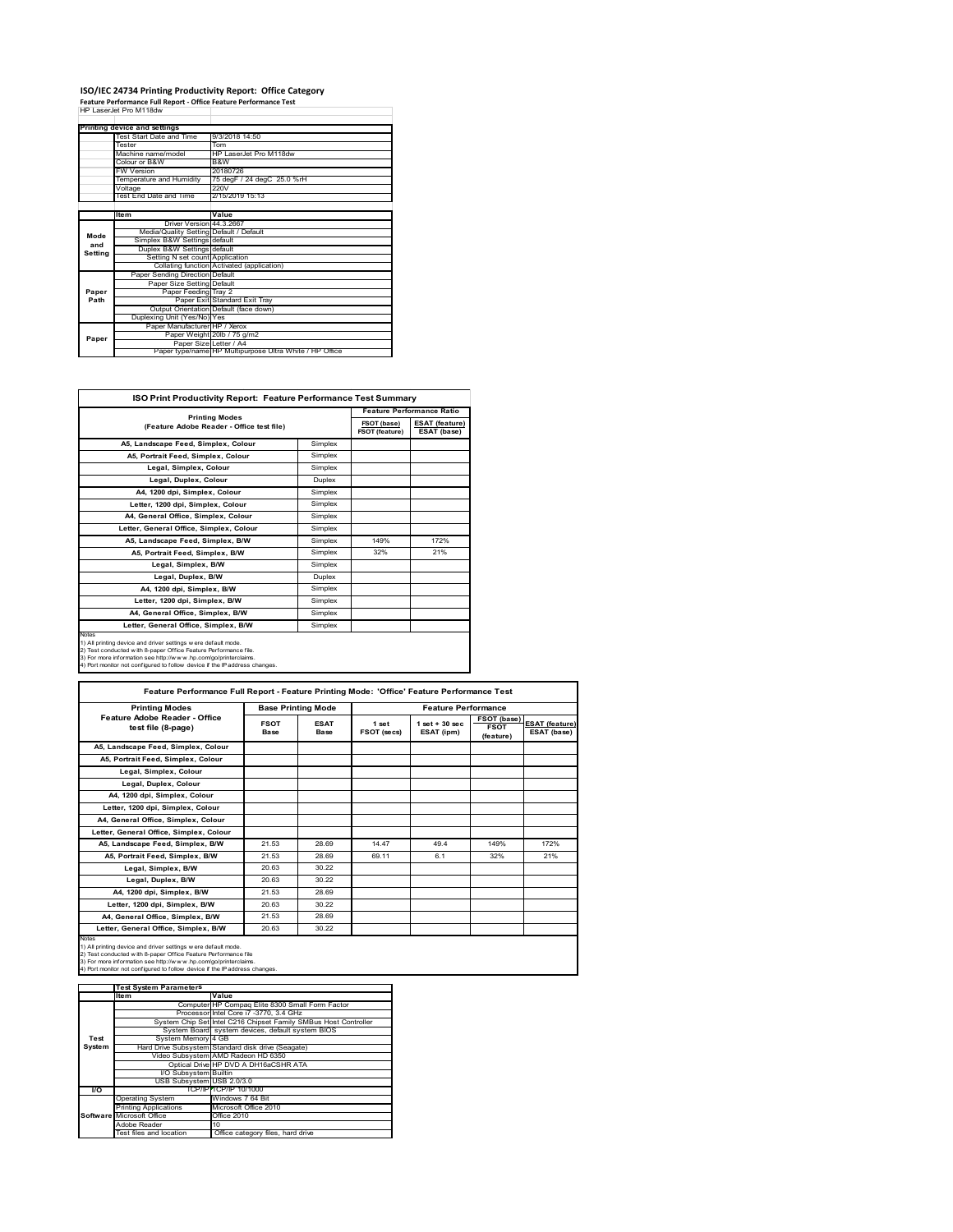# ISO/IEC 24734 Printing Productivity Report: Office Category

**Feature Performance Full Report - Office Feature Performance Test**

HP LaserJet Pro M118dw

| Printing device and settings | |
|---|---|
| Test Start Date and Time | 9/3/2018 14:50 |
| Tester | Tom |
| Machine name/model | HP LaserJet Pro M118dw |
| Colour or B&W | B&W |
| FW Version | 20180726 |
| Temperature and Humidity | 75 degF / 24 degC 25.0 %rH |
| Voltage | 220V |
| Test End Date and Time | 2/15/2019 15:13 |

| | Item | Value |
|---|---|---|
| Mode and Setting | Driver Version | 44.3.2667 |
| | Media/Quality Setting | Default / Default |
| | Simplex B&W Settings | default |
| | Duplex B&W Settings | default |
| | Setting N set count | Application |
| | Collating function | Activated (application) |
| Paper Path | Paper Sending Direction | Default |
| | Paper Size Setting | Default |
| | Paper Feeding | Tray 2 |
| | Paper Exit | Standard Exit Tray |
| | Output Orientation | Default (face down) |
| | Duplexing Unit (Yes/No) | Yes |
| Paper | Paper Manufacturer | HP / Xerox |
| | Paper Weight | 20lb / 75 g/m2 |
| | Paper Size | Letter / A4 |
| | Paper type/name | HP Multipurpose Ultra White / HP Office |

## ISO Print Productivity Report: Feature Performance Test Summary

| Printing Modes (Feature Adobe Reader - Office test file) | | Feature Performance Ratio: FSOT (base) / FSOT (feature) | Feature Performance Ratio: ESAT (feature) / ESAT (base) |
|---|---|---|---|
| A5, Landscape Feed, Simplex, Colour | Simplex | | |
| A5, Portrait Feed, Simplex, Colour | Simplex | | |
| Legal, Simplex, Colour | Simplex | | |
| Legal, Duplex, Colour | Duplex | | |
| A4, 1200 dpi, Simplex, Colour | Simplex | | |
| Letter, 1200 dpi, Simplex, Colour | Simplex | | |
| A4, General Office, Simplex, Colour | Simplex | | |
| Letter, General Office, Simplex, Colour | Simplex | | |
| A5, Landscape Feed, Simplex, B/W | Simplex | 149% | 172% |
| A5, Portrait Feed, Simplex, B/W | Simplex | 32% | 21% |
| Legal, Simplex, B/W | Simplex | | |
| Legal, Duplex, B/W | Duplex | | |
| A4, 1200 dpi, Simplex, B/W | Simplex | | |
| Letter, 1200 dpi, Simplex, B/W | Simplex | | |
| A4, General Office, Simplex, B/W | Simplex | | |
| Letter, General Office, Simplex, B/W | Simplex | | |

Notes
1) All printing device and driver settings were default mode.
2) Test conducted with 8-paper Office Feature Performance file.
3) For more information see http://www.hp.com/go/printerclaims.
4) Port monitor not configured to follow device if the IP address changes.

## Feature Performance Full Report - Feature Printing Mode: 'Office' Feature Performance Test

| Printing Modes Feature Adobe Reader - Office test file (8-page) | Base Printing Mode: FSOT Base | Base Printing Mode: ESAT Base | Feature Performance: 1 set FSOT (secs) | Feature Performance: 1 set + 30 sec ESAT (ipm) | FSOT (base) / FSOT (feature) | ESAT (feature) / ESAT (base) |
|---|---|---|---|---|---|---|
| A5, Landscape Feed, Simplex, Colour | | | | | | |
| A5, Portrait Feed, Simplex, Colour | | | | | | |
| Legal, Simplex, Colour | | | | | | |
| Legal, Duplex, Colour | | | | | | |
| A4, 1200 dpi, Simplex, Colour | | | | | | |
| Letter, 1200 dpi, Simplex, Colour | | | | | | |
| A4, General Office, Simplex, Colour | | | | | | |
| Letter, General Office, Simplex, Colour | | | | | | |
| A5, Landscape Feed, Simplex, B/W | 21.53 | 28.69 | 14.47 | 49.4 | 149% | 172% |
| A5, Portrait Feed, Simplex, B/W | 21.53 | 28.69 | 69.11 | 6.1 | 32% | 21% |
| Legal, Simplex, B/W | 20.63 | 30.22 | | | | |
| Legal, Duplex, B/W | 20.63 | 30.22 | | | | |
| A4, 1200 dpi, Simplex, B/W | 21.53 | 28.69 | | | | |
| Letter, 1200 dpi, Simplex, B/W | 20.63 | 30.22 | | | | |
| A4, General Office, Simplex, B/W | 21.53 | 28.69 | | | | |
| Letter, General Office, Simplex, B/W | 20.63 | 30.22 | | | | |

Notes
1) All printing device and driver settings were default mode.
2) Test conducted with 8-paper Office Feature Performance file
3) For more information see http://www.hp.com/go/printerclaims.
4) Port monitor not configured to follow device if the IP address changes.

| | Test System Parameters Item | Value |
|---|---|---|
| Test System | Computer | HP Compaq Elite 8300 Small Form Factor |
| | Processor | Intel Core i7 -3770, 3.4 GHz |
| | System Chip Set | Intel C216 Chipset Family SMBus Host Controller |
| | System Board | system devices, default system BIOS |
| | System Memory | 4 GB |
| | Hard Drive Subsystem | Standard disk drive (Seagate) |
| | Video Subsystem | AMD Radeon HD 6350 |
| | Optical Drive | HP DVD A DH16aCSHR ATA |
| | I/O Subsystem | Builtin |
| | USB Subsystem | USB 2.0/3.0 |
| I/O | TCP/IP | TCP/IP 10/1000 |
| Software | Operating System | Windows 7 64 Bit |
| | Printing Applications | Microsoft Office 2010 |
| | Microsoft Office | Office 2010 |
| | Adobe Reader | 10 |
| | Test files and location | Office category files, hard drive |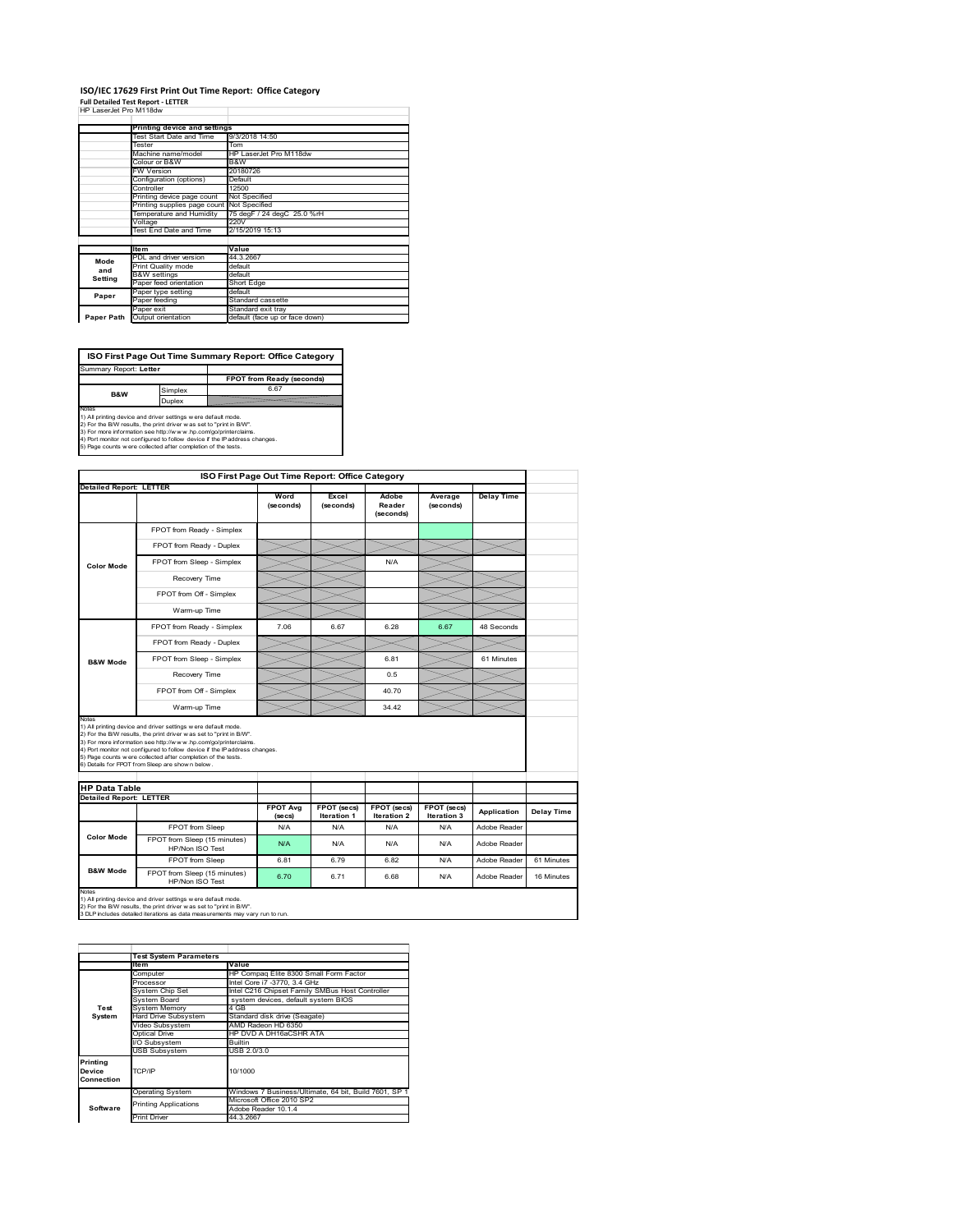# ISO/IEC 17629 First Print Out Time Report: Office Category

**Full Detailed Test Report - LETTER**

HP LaserJet Pro M118dw

| | Printing device and settings | |
|---|---|---|
| | Test Start Date and Time | 9/3/2018 14:50 |
| | Tester | Tom |
| | Machine name/model | HP LaserJet Pro M118dw |
| | Colour or B&W | B&W |
| | FW Version | 20180726 |
| | Configuration (options) | Default |
| | Controller | 12500 |
| | Printing device page count | Not Specified |
| | Printing supplies page count | Not Specified |
| | Temperature and Humidity | 75 degF / 24 degC 25.0 %rH |
| | Voltage | 220V |
| | Test End Date and Time | 2/15/2019 15:13 |

| | Item | Value |
|---|---|---|
| Mode and Setting | PDL and driver version | 44.3.2667 |
| | Print Quality mode | default |
| | B&W settings | default |
| | Paper feed orientation | Short Edge |
| Paper | Paper type setting | default |
| | Paper feeding | Standard cassette |
| | Paper exit | Standard exit tray |
| Paper Path | Output orientation | default (face up or face down) |

**ISO First Page Out Time Summary Report: Office Category**

| Summary Report: Letter | | |
|---|---|---|
| | | FPOT from Ready (seconds) |
| B&W | Simplex | 6.67 |
| | Duplex | |

Notes
1) All printing device and driver settings were default mode.
2) For the B/W results, the print driver was set to "print in B/W".
3) For more information see http://www.hp.com/go/printerclaims.
4) Port monitor not configured to follow device if the IP address changes.
5) Page counts were collected after completion of the tests.

**ISO First Page Out Time Report: Office Category**

| Detailed Report: LETTER | | Word (seconds) | Excel (seconds) | Adobe Reader (seconds) | Average (seconds) | Delay Time |
|---|---|---|---|---|---|---|
| Color Mode | FPOT from Ready - Simplex | | | | | |
| | FPOT from Ready - Duplex | | | | | |
| | FPOT from Sleep - Simplex | | | N/A | | |
| | Recovery Time | | | | | |
| | FPOT from Off - Simplex | | | | | |
| | Warm-up Time | | | | | |
| B&W Mode | FPOT from Ready - Simplex | 7.06 | 6.67 | 6.28 | 6.67 | 48 Seconds |
| | FPOT from Ready - Duplex | | | | | |
| | FPOT from Sleep - Simplex | | | 6.81 | | 61 Minutes |
| | Recovery Time | | | 0.5 | | |
| | FPOT from Off - Simplex | | | 40.70 | | |
| | Warm-up Time | | | 34.42 | | |

Notes
1) All printing device and driver settings were default mode.
2) For the B/W results, the print driver was set to "print in B/W".
3) For more information see http://www.hp.com/go/printerclaims.
4) Port monitor not configured to follow device if the IP address changes.
5) Page counts were collected after completion of the tests.
6) Details for FPOT from Sleep are shown below.

**HP Data Table**

| Detailed Report: LETTER | | FPOT Avg (secs) | FPOT (secs) Iteration 1 | FPOT (secs) Iteration 2 | FPOT (secs) Iteration 3 | Application | Delay Time |
|---|---|---|---|---|---|---|---|
| Color Mode | FPOT from Sleep | N/A | N/A | N/A | N/A | Adobe Reader | |
| | FPOT from Sleep (15 minutes) HP/Non ISO Test | N/A | N/A | N/A | N/A | Adobe Reader | |
| B&W Mode | FPOT from Sleep | 6.81 | 6.79 | 6.82 | N/A | Adobe Reader | 61 Minutes |
| | FPOT from Sleep (15 minutes) HP/Non ISO Test | 6.70 | 6.71 | 6.68 | N/A | Adobe Reader | 16 Minutes |

Notes
1) All printing device and driver settings were default mode.
2) For the B/W results, the print driver was set to "print in B/W".
3 DLP includes detailed iterations as data measurements may vary run to run.

| | Test System Parameters | |
|---|---|---|
| | Item | Value |
| Test System | Computer | HP Compaq Elite 8300 Small Form Factor |
| | Processor | Intel Core i7 -3770, 3.4 GHz |
| | System Chip Set | Intel C216 Chipset Family SMBus Host Controller |
| | System Board | system devices, default system BIOS |
| | System Memory | 4 GB |
| | Hard Drive Subsystem | Standard disk drive (Seagate) |
| | Video Subsystem | AMD Radeon HD 6350 |
| | Optical Drive | HP DVD A DH16aCSHR ATA |
| | I/O Subsystem | Builtin |
| | USB Subsystem | USB 2.0/3.0 |
| Printing Device Connection | TCP/IP | 10/1000 |
| Software | Operating System | Windows 7 Business/Ultimate, 64 bit, Build 7601, SP 1 |
| | Printing Applications | Microsoft Office 2010 SP2 |
| | | Adobe Reader 10.1.4 |
| | Print Driver | 44.3.2667 |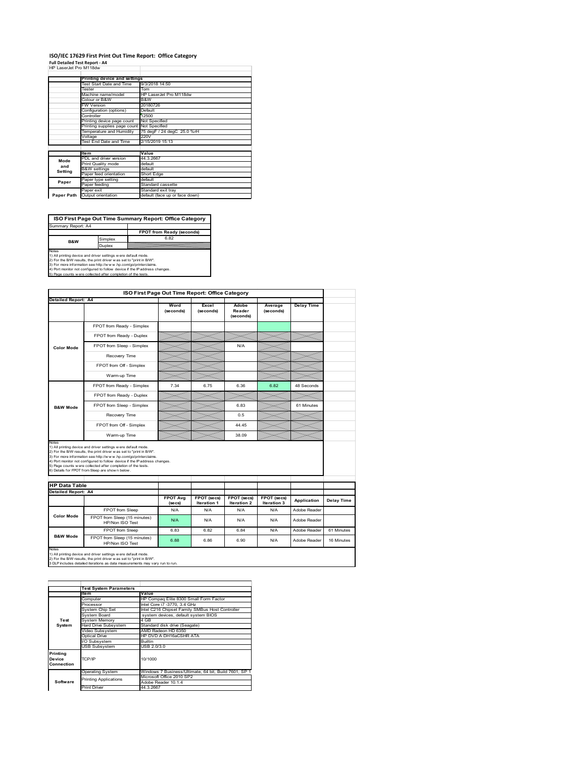# ISO/IEC 17629 First Print Out Time Report: Office Category

**Full Detailed Test Report - A4**

HP LaserJet Pro M118dw

| | | |
|---|---|---|
| | **Printing device and settings** | |
| | Test Start Date and Time | 9/3/2018 14:50 |
| | Tester | Tom |
| | Machine name/model | HP LaserJet Pro M118dw |
| | Colour or B&W | B&W |
| | FW Version | 20180726 |
| | Configuration (options) | Default |
| | Controller | 12500 |
| | Printing device page count | Not Specified |
| | Printing supplies page count | Not Specified |
| | Temperature and Humidity | 75 degF / 24 degC 25.0 %rH |
| | Voltage | 220V |
| | Test End Date and Time | 2/15/2019 15:13 |
| | **Item** | **Value** |
| Mode and Setting | PDL and driver version | 44.3.2667 |
| | Print Quality mode | default |
| | B&W settings | default |
| | Paper feed orientation | Short Edge |
| Paper | Paper type setting | default |
| | Paper feeding | Standard cassette |
| | Paper exit | Standard exit tray |
| Paper Path | Output orientation | default (face up or face down) |

## ISO First Page Out Time Summary Report: Office Category

| Summary Report: A4 | | |
|---|---|---|
| | | **FPOT from Ready (seconds)** |
| B&W | Simplex | 6.82 |
| | Duplex | |

Notes
1) All printing device and driver settings were default mode.
2) For the B/W results, the print driver was set to "print in B/W".
3) For more information see http://www.hp.com/go/printerclaims.
4) Port monitor not configured to follow device if the IP address changes.
5) Page counts were collected after completion of the tests.

## ISO First Page Out Time Report: Office Category

| Detailed Report: A4 | | Word (seconds) | Excel (seconds) | Adobe Reader (seconds) | Average (seconds) | Delay Time |
|---|---|---|---|---|---|---|
| Color Mode | FPOT from Ready - Simplex | | | | | |
| | FPOT from Ready - Duplex | | | | | |
| | FPOT from Sleep - Simplex | | | N/A | | |
| | Recovery Time | | | | | |
| | FPOT from Off - Simplex | | | | | |
| | Warm-up Time | | | | | |
| B&W Mode | FPOT from Ready - Simplex | 7.34 | 6.75 | 6.36 | 6.82 | 48 Seconds |
| | FPOT from Ready - Duplex | | | | | |
| | FPOT from Sleep - Simplex | | | 6.83 | | 61 Minutes |
| | Recovery Time | | | 0.5 | | |
| | FPOT from Off - Simplex | | | 44.45 | | |
| | Warm-up Time | | | 38.09 | | |

Notes
1) All printing device and driver settings were default mode.
2) For the B/W results, the print driver was set to "print in B/W".
3) For more information see http://www.hp.com/go/printerclaims.
4) Port monitor not configured to follow device if the IP address changes.
5) Page counts were collected after completion of the tests.
6) Details for FPOT from Sleep are shown below.

## HP Data Table

| Detailed Report: A4 | | FPOT Avg (secs) | FPOT (secs) Iteration 1 | FPOT (secs) Iteration 2 | FPOT (secs) Iteration 3 | Application | Delay Time |
|---|---|---|---|---|---|---|---|
| Color Mode | FPOT from Sleep | N/A | N/A | N/A | N/A | Adobe Reader | |
| | FPOT from Sleep (15 minutes) HP/Non ISO Test | N/A | N/A | N/A | N/A | Adobe Reader | |
| B&W Mode | FPOT from Sleep | 6.83 | 6.82 | 6.84 | N/A | Adobe Reader | 61 Minutes |
| | FPOT from Sleep (15 minutes) HP/Non ISO Test | 6.88 | 6.86 | 6.90 | N/A | Adobe Reader | 16 Minutes |

Notes
1) All printing device and driver settings were default mode.
2) For the B/W results, the print driver was set to "print in B/W".
3 DLP includes detailed iterations as data measurements may vary run to run.

| | | |
|---|---|---|
| | **Test System Parameters** | |
| | **Item** | **Value** |
| Test System | Computer | HP Compaq Elite 8300 Small Form Factor |
| | Processor | Intel Core i7 -3770, 3.4 GHz |
| | System Chip Set | Intel C216 Chipset Family SMBus Host Controller |
| | System Board | system devices, default system BIOS |
| | System Memory | 4 GB |
| | Hard Drive Subsystem | Standard disk drive (Seagate) |
| | Video Subsystem | AMD Radeon HD 6350 |
| | Optical Drive | HP DVD A DH16aCSHR ATA |
| | I/O Subsystem | Builtin |
| | USB Subsystem | USB 2.0/3.0 |
| Printing Device Connection | TCP/IP | 10/1000 |
| Software | Operating System | Windows 7 Business/Ultimate, 64 bit, Build 7601, SP 1 |
| | Printing Applications | Microsoft Office 2010 SP2 |
| | | Adobe Reader 10.1.4 |
| | Print Driver | 44.3.2667 |